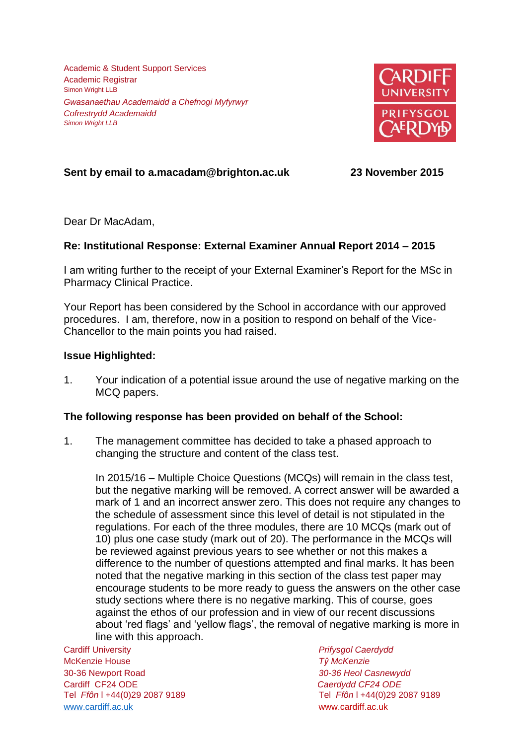Academic & Student Support Services
Academic Registrar
Simon Wright LLB

*Gwasanaethau Academaidd a Chefnogi Myfyrwyr*
*Cofrestrydd Academaidd*
*Simon Wright LLB*

CARDIFF UNIVERSITY
PRIFYSGOL CAERDYD

**Sent by email to a.macadam@brighton.ac.uk** **23 November 2015**

Dear Dr MacAdam,

**Re: Institutional Response: External Examiner Annual Report 2014 – 2015**

I am writing further to the receipt of your External Examiner's Report for the MSc in Pharmacy Clinical Practice.

Your Report has been considered by the School in accordance with our approved procedures. I am, therefore, now in a position to respond on behalf of the Vice-Chancellor to the main points you had raised.

**Issue Highlighted:**

1. Your indication of a potential issue around the use of negative marking on the MCQ papers.

**The following response has been provided on behalf of the School:**

1. The management committee has decided to take a phased approach to changing the structure and content of the class test.

   In 2015/16 – Multiple Choice Questions (MCQs) will remain in the class test, but the negative marking will be removed. A correct answer will be awarded a mark of 1 and an incorrect answer zero. This does not require any changes to the schedule of assessment since this level of detail is not stipulated in the regulations. For each of the three modules, there are 10 MCQs (mark out of 10) plus one case study (mark out of 20). The performance in the MCQs will be reviewed against previous years to see whether or not this makes a difference to the number of questions attempted and final marks. It has been noted that the negative marking in this section of the class test paper may encourage students to be more ready to guess the answers on the other case study sections where there is no negative marking. This of course, goes against the ethos of our profession and in view of our recent discussions about 'red flags' and 'yellow flags', the removal of negative marking is more in line with this approach.

Cardiff University
McKenzie House
30-36 Newport Road
Cardiff CF24 ODE
Tel *Ffôn* | +44(0)29 2087 9189
www.cardiff.ac.uk

*Prifysgol Caerdydd*
*Tŷ McKenzie*
*30-36 Heol Casnewydd*
*Caerdydd CF24 ODE*
Tel *Ffôn* | +44(0)29 2087 9189
www.cardiff.ac.uk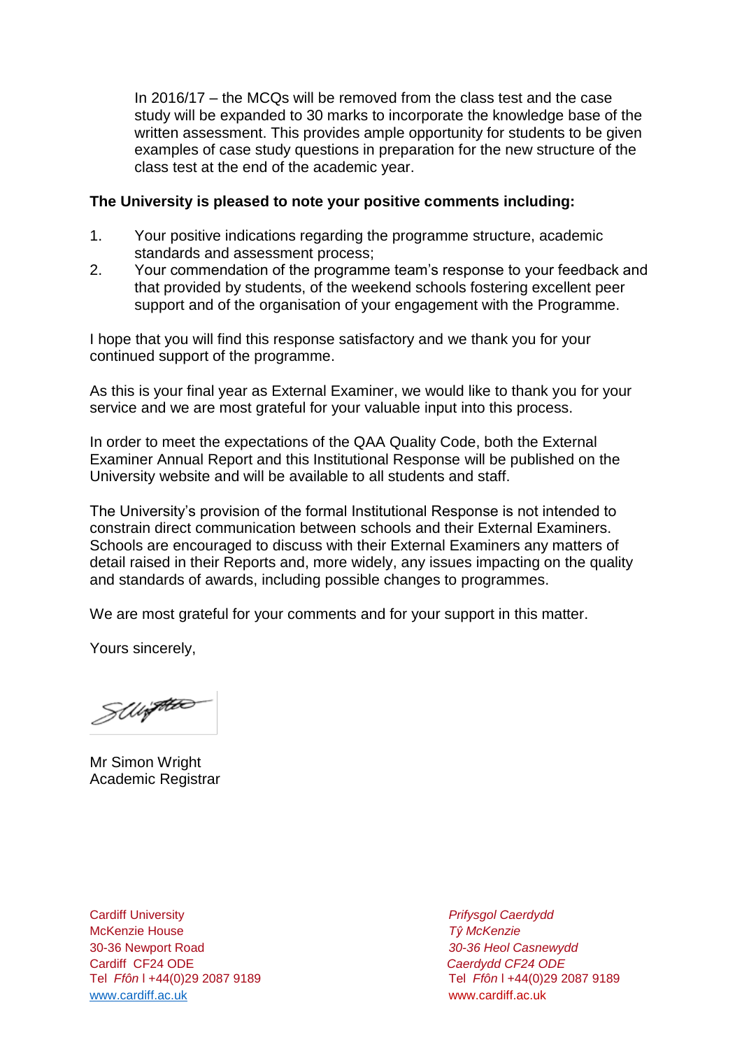In 2016/17 – the MCQs will be removed from the class test and the case study will be expanded to 30 marks to incorporate the knowledge base of the written assessment. This provides ample opportunity for students to be given examples of case study questions in preparation for the new structure of the class test at the end of the academic year.

**The University is pleased to note your positive comments including:**

1. Your positive indications regarding the programme structure, academic standards and assessment process;
2. Your commendation of the programme team's response to your feedback and that provided by students, of the weekend schools fostering excellent peer support and of the organisation of your engagement with the Programme.

I hope that you will find this response satisfactory and we thank you for your continued support of the programme.

As this is your final year as External Examiner, we would like to thank you for your service and we are most grateful for your valuable input into this process.

In order to meet the expectations of the QAA Quality Code, both the External Examiner Annual Report and this Institutional Response will be published on the University website and will be available to all students and staff.

The University's provision of the formal Institutional Response is not intended to constrain direct communication between schools and their External Examiners. Schools are encouraged to discuss with their External Examiners any matters of detail raised in their Reports and, more widely, any issues impacting on the quality and standards of awards, including possible changes to programmes.

We are most grateful for your comments and for your support in this matter.

Yours sincerely,

Mr Simon Wright
Academic Registrar

Cardiff University
McKenzie House
30-36 Newport Road
Cardiff CF24 ODE
Tel *Ffôn* l +44(0)29 2087 9189
www.cardiff.ac.uk

*Prifysgol Caerdydd*
*Tŷ McKenzie*
*30-36 Heol Casnewydd*
*Caerdydd CF24 ODE*
Tel *Ffôn* l +44(0)29 2087 9189
www.cardiff.ac.uk